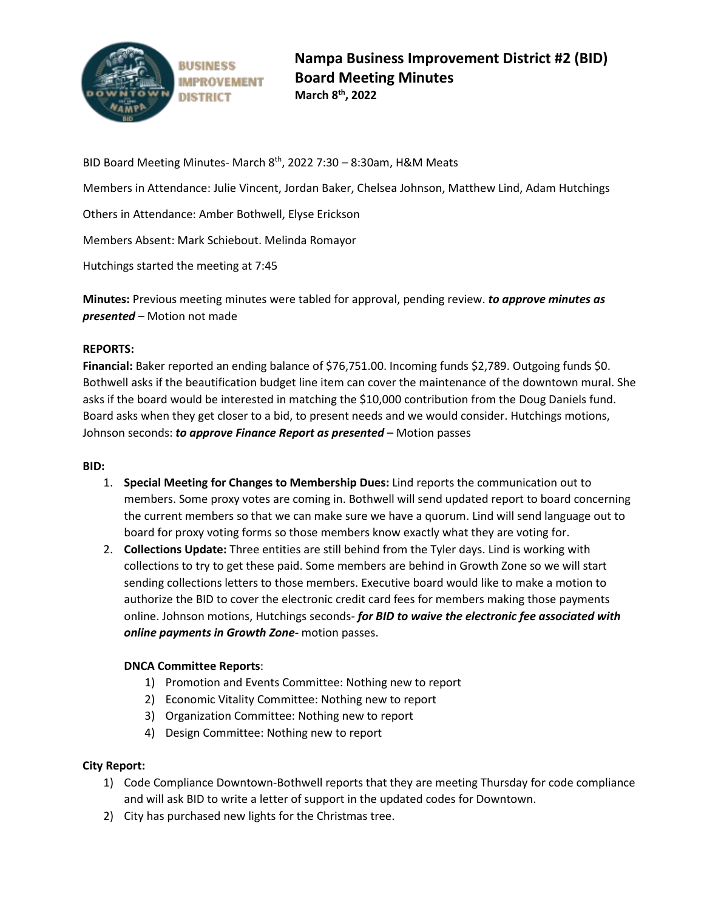# Nampa Business Improvement District #2 (BID)
# Board Meeting Minutes
**March 8th, 2022**

BID Board Meeting Minutes- March 8th, 2022 7:30 – 8:30am, H&M Meats

Members in Attendance: Julie Vincent, Jordan Baker, Chelsea Johnson, Matthew Lind, Adam Hutchings

Others in Attendance: Amber Bothwell, Elyse Erickson

Members Absent: Mark Schiebout. Melinda Romayor

Hutchings started the meeting at 7:45

**Minutes:** Previous meeting minutes were tabled for approval, pending review. ***to approve minutes as presented*** – Motion not made

**REPORTS:**

**Financial:** Baker reported an ending balance of $76,751.00. Incoming funds $2,789. Outgoing funds $0. Bothwell asks if the beautification budget line item can cover the maintenance of the downtown mural. She asks if the board would be interested in matching the $10,000 contribution from the Doug Daniels fund. Board asks when they get closer to a bid, to present needs and we would consider. Hutchings motions, Johnson seconds: ***to approve Finance Report as presented*** – Motion passes

**BID:**

1. **Special Meeting for Changes to Membership Dues:** Lind reports the communication out to members. Some proxy votes are coming in. Bothwell will send updated report to board concerning the current members so that we can make sure we have a quorum. Lind will send language out to board for proxy voting forms so those members know exactly what they are voting for.
2. **Collections Update:** Three entities are still behind from the Tyler days. Lind is working with collections to try to get these paid. Some members are behind in Growth Zone so we will start sending collections letters to those members. Executive board would like to make a motion to authorize the BID to cover the electronic credit card fees for members making those payments online. Johnson motions, Hutchings seconds- ***for BID to waive the electronic fee associated with online payments in Growth Zone-*** motion passes.

   **DNCA Committee Reports**:
   1) Promotion and Events Committee: Nothing new to report
   2) Economic Vitality Committee: Nothing new to report
   3) Organization Committee: Nothing new to report
   4) Design Committee: Nothing new to report

**City Report:**

1) Code Compliance Downtown-Bothwell reports that they are meeting Thursday for code compliance and will ask BID to write a letter of support in the updated codes for Downtown.
2) City has purchased new lights for the Christmas tree.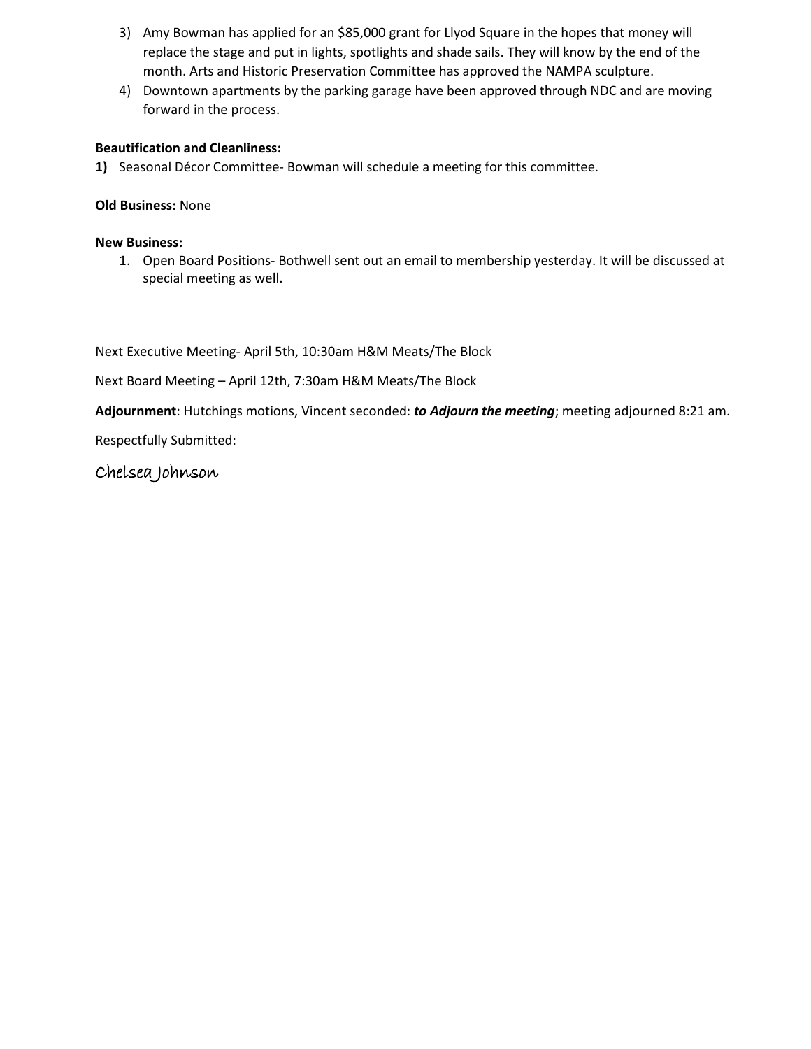3) Amy Bowman has applied for an $85,000 grant for Llyod Square in the hopes that money will replace the stage and put in lights, spotlights and shade sails. They will know by the end of the month. Arts and Historic Preservation Committee has approved the NAMPA sculpture.
4) Downtown apartments by the parking garage have been approved through NDC and are moving forward in the process.

**Beautification and Cleanliness:**

**1)** Seasonal Décor Committee- Bowman will schedule a meeting for this committee.

**Old Business:** None

**New Business:**

1. Open Board Positions- Bothwell sent out an email to membership yesterday. It will be discussed at special meeting as well.

Next Executive Meeting- April 5th, 10:30am H&M Meats/The Block

Next Board Meeting – April 12th, 7:30am H&M Meats/The Block

**Adjournment**: Hutchings motions, Vincent seconded: ***to Adjourn the meeting***; meeting adjourned 8:21 am.

Respectfully Submitted:

Chelsea Johnson